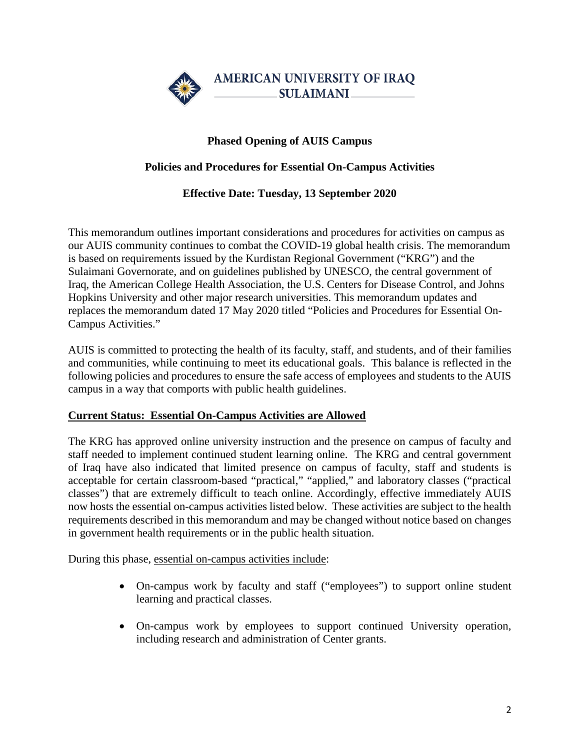AMERICAN UNIVERSITY OF IRAQ
SULAIMANI

# Phased Opening of AUIS Campus

## Policies and Procedures for Essential On-Campus Activities

### Effective Date: Tuesday, 13 September 2020

This memorandum outlines important considerations and procedures for activities on campus as our AUIS community continues to combat the COVID-19 global health crisis. The memorandum is based on requirements issued by the Kurdistan Regional Government ("KRG") and the Sulaimani Governorate, and on guidelines published by UNESCO, the central government of Iraq, the American College Health Association, the U.S. Centers for Disease Control, and Johns Hopkins University and other major research universities. This memorandum updates and replaces the memorandum dated 17 May 2020 titled "Policies and Procedures for Essential On-Campus Activities."

AUIS is committed to protecting the health of its faculty, staff, and students, and of their families and communities, while continuing to meet its educational goals. This balance is reflected in the following policies and procedures to ensure the safe access of employees and students to the AUIS campus in a way that comports with public health guidelines.

**<u>Current Status: Essential On-Campus Activities are Allowed</u>**

The KRG has approved online university instruction and the presence on campus of faculty and staff needed to implement continued student learning online. The KRG and central government of Iraq have also indicated that limited presence on campus of faculty, staff and students is acceptable for certain classroom-based "practical," "applied," and laboratory classes ("practical classes") that are extremely difficult to teach online. Accordingly, effective immediately AUIS now hosts the essential on-campus activities listed below. These activities are subject to the health requirements described in this memorandum and may be changed without notice based on changes in government health requirements or in the public health situation.

During this phase, <u>essential on-campus activities include</u>:

- On-campus work by faculty and staff ("employees") to support online student learning and practical classes.
- On-campus work by employees to support continued University operation, including research and administration of Center grants.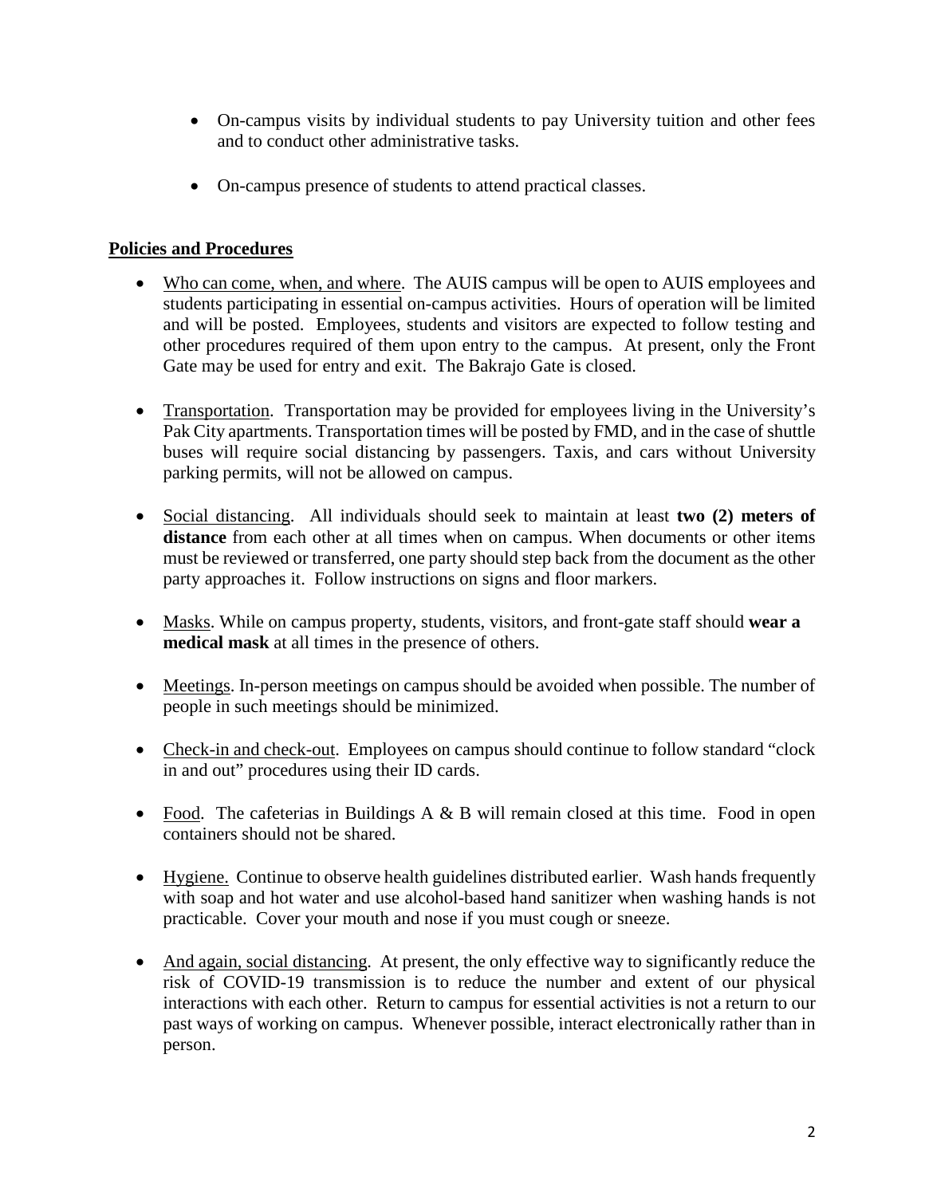- On-campus visits by individual students to pay University tuition and other fees and to conduct other administrative tasks.
- On-campus presence of students to attend practical classes.

**Policies and Procedures**

- Who can come, when, and where. The AUIS campus will be open to AUIS employees and students participating in essential on-campus activities. Hours of operation will be limited and will be posted. Employees, students and visitors are expected to follow testing and other procedures required of them upon entry to the campus. At present, only the Front Gate may be used for entry and exit. The Bakrajo Gate is closed.
- Transportation. Transportation may be provided for employees living in the University's Pak City apartments. Transportation times will be posted by FMD, and in the case of shuttle buses will require social distancing by passengers. Taxis, and cars without University parking permits, will not be allowed on campus.
- Social distancing. All individuals should seek to maintain at least **two (2) meters of distance** from each other at all times when on campus. When documents or other items must be reviewed or transferred, one party should step back from the document as the other party approaches it. Follow instructions on signs and floor markers.
- Masks. While on campus property, students, visitors, and front-gate staff should **wear a medical mask** at all times in the presence of others.
- Meetings. In-person meetings on campus should be avoided when possible. The number of people in such meetings should be minimized.
- Check-in and check-out. Employees on campus should continue to follow standard "clock in and out" procedures using their ID cards.
- Food. The cafeterias in Buildings A & B will remain closed at this time. Food in open containers should not be shared.
- Hygiene. Continue to observe health guidelines distributed earlier. Wash hands frequently with soap and hot water and use alcohol-based hand sanitizer when washing hands is not practicable. Cover your mouth and nose if you must cough or sneeze.
- And again, social distancing. At present, the only effective way to significantly reduce the risk of COVID-19 transmission is to reduce the number and extent of our physical interactions with each other. Return to campus for essential activities is not a return to our past ways of working on campus. Whenever possible, interact electronically rather than in person.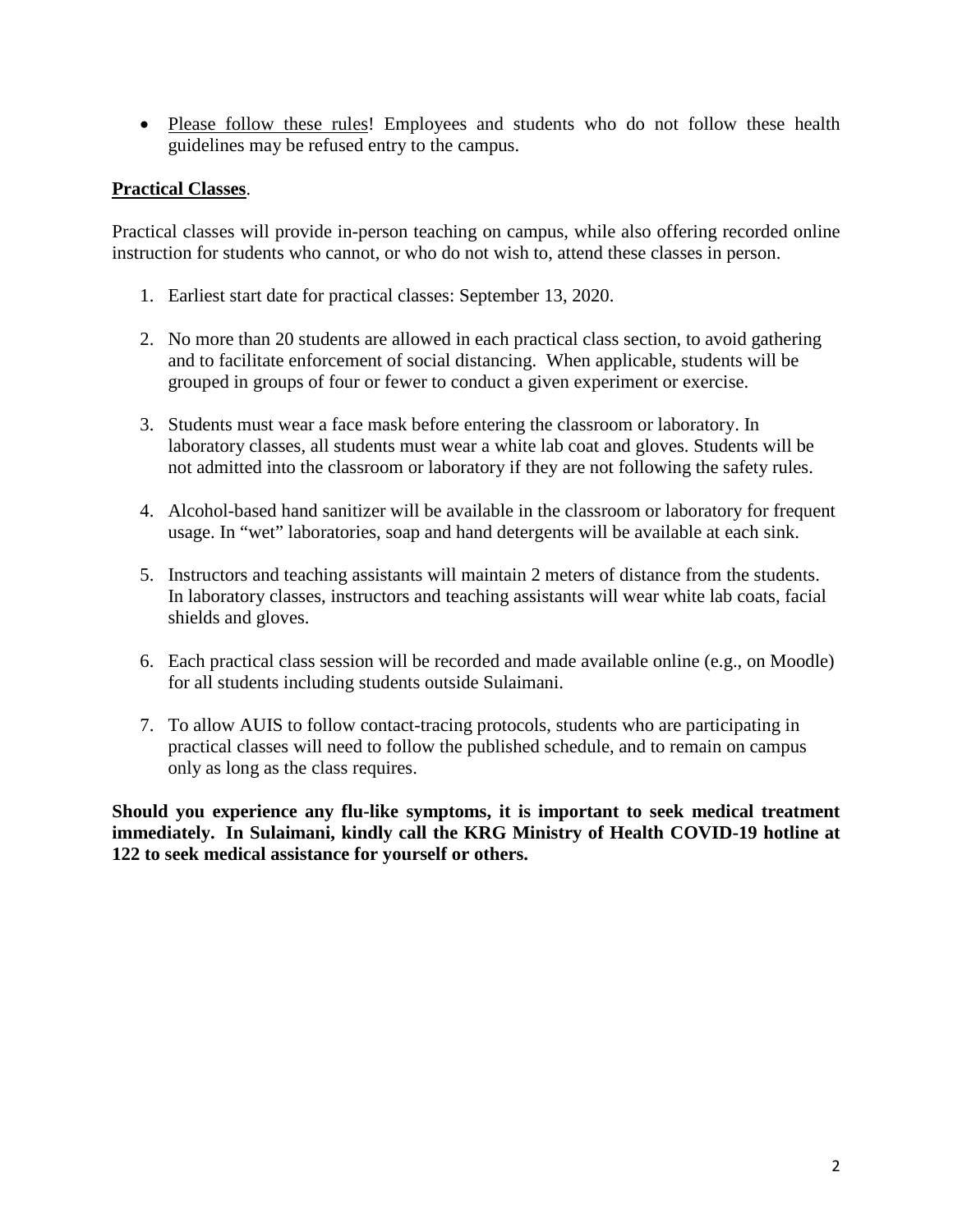- <u>Please follow these rules</u>! Employees and students who do not follow these health guidelines may be refused entry to the campus.

**<u>Practical Classes</u>**.

Practical classes will provide in-person teaching on campus, while also offering recorded online instruction for students who cannot, or who do not wish to, attend these classes in person.

1. Earliest start date for practical classes: September 13, 2020.

2. No more than 20 students are allowed in each practical class section, to avoid gathering and to facilitate enforcement of social distancing. When applicable, students will be grouped in groups of four or fewer to conduct a given experiment or exercise.

3. Students must wear a face mask before entering the classroom or laboratory. In laboratory classes, all students must wear a white lab coat and gloves. Students will be not admitted into the classroom or laboratory if they are not following the safety rules.

4. Alcohol-based hand sanitizer will be available in the classroom or laboratory for frequent usage. In "wet" laboratories, soap and hand detergents will be available at each sink.

5. Instructors and teaching assistants will maintain 2 meters of distance from the students. In laboratory classes, instructors and teaching assistants will wear white lab coats, facial shields and gloves.

6. Each practical class session will be recorded and made available online (e.g., on Moodle) for all students including students outside Sulaimani.

7. To allow AUIS to follow contact-tracing protocols, students who are participating in practical classes will need to follow the published schedule, and to remain on campus only as long as the class requires.

**Should you experience any flu-like symptoms, it is important to seek medical treatment immediately. In Sulaimani, kindly call the KRG Ministry of Health COVID-19 hotline at 122 to seek medical assistance for yourself or others.**